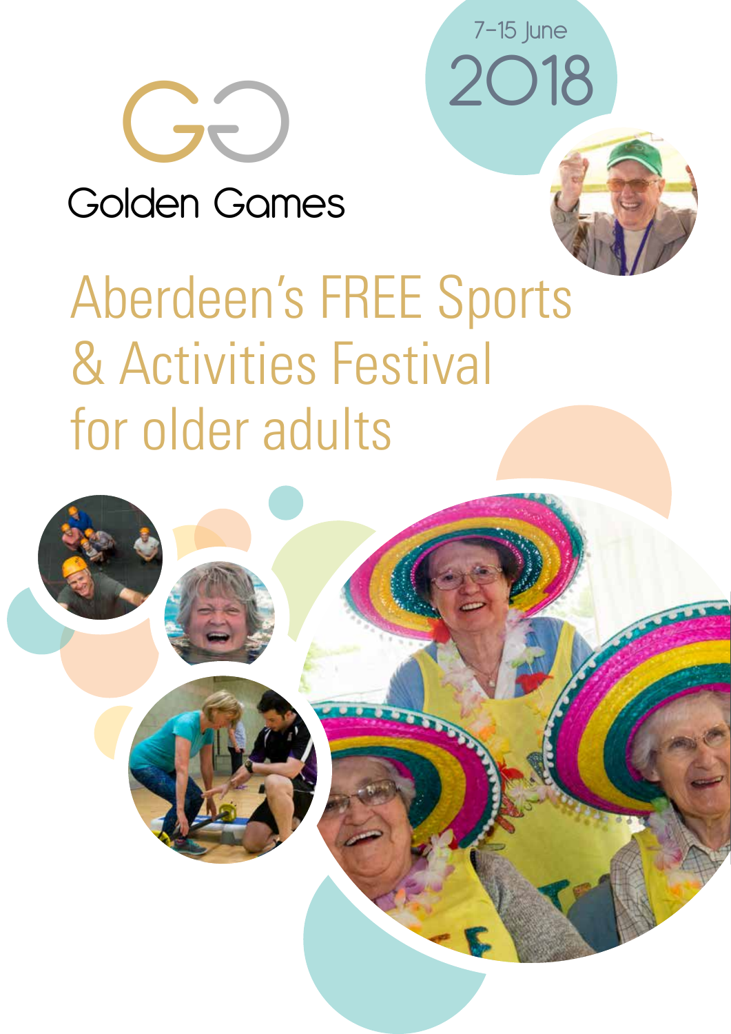# Golden Games

7–15 June 2018

## Aberdeen's FREE Sports & Activities Festival for older adults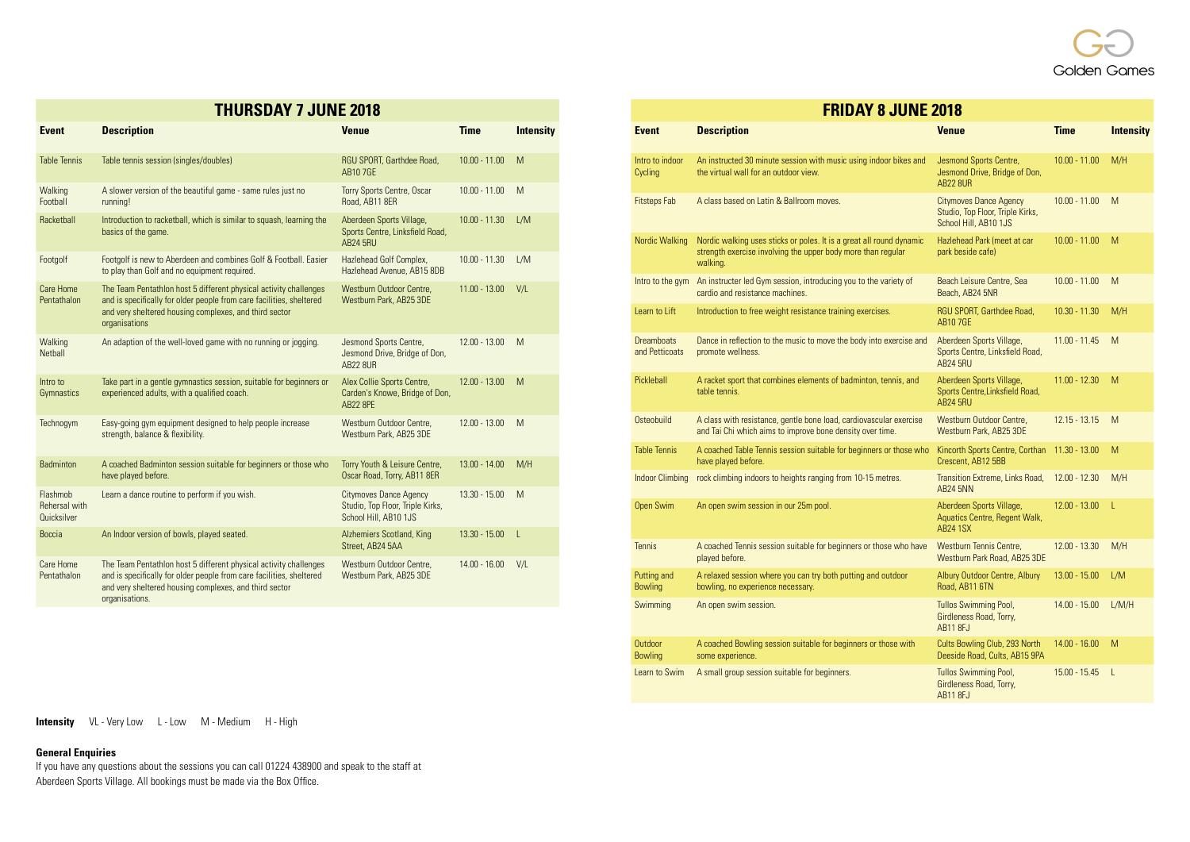Golden Games

## THURSDAY 7 JUNE 2018

| Event | Description | Venue | Time | Intensity |
|---|---|---|---|---|
| Table Tennis | Table tennis session (singles/doubles) | RGU SPORT, Garthdee Road, AB10 7GE | 10.00 - 11.00 | M |
| Walking Football | A slower version of the beautiful game - same rules just no running! | Torry Sports Centre, Oscar Road, AB11 8ER | 10.00 - 11.00 | M |
| Racketball | Introduction to racketball, which is similar to squash, learning the basics of the game. | Aberdeen Sports Village, Sports Centre, Linksfield Road, AB24 5RU | 10.00 - 11.30 | L/M |
| Footgolf | Footgolf is new to Aberdeen and combines Golf & Football. Easier to play than Golf and no equipment required. | Hazlehead Golf Complex, Hazlehead Avenue, AB15 8DB | 10.00 - 11.30 | L/M |
| Care Home Pentathalon | The Team Pentathlon host 5 different physical activity challenges and is specifically for older people from care facilities, sheltered and very sheltered housing complexes, and third sector organisations | Westburn Outdoor Centre, Westburn Park, AB25 3DE | 11.00 - 13.00 | V/L |
| Walking Netball | An adaption of the well-loved game with no running or jogging. | Jesmond Sports Centre, Jesmond Drive, Bridge of Don, AB22 8UR | 12.00 - 13.00 | M |
| Intro to Gymnastics | Take part in a gentle gymnastics session, suitable for beginners or experienced adults, with a qualified coach. | Alex Collie Sports Centre, Carden's Knowe, Bridge of Don, AB22 8PE | 12.00 - 13.00 | M |
| Technogym | Easy-going gym equipment designed to help people increase strength, balance & flexibility. | Westburn Outdoor Centre, Westburn Park, AB25 3DE | 12.00 - 13.00 | M |
| Badminton | A coached Badminton session suitable for beginners or those who have played before. | Torry Youth & Leisure Centre, Oscar Road, Torry, AB11 8ER | 13.00 - 14.00 | M/H |
| Flashmob Rehersal with Quicksilver | Learn a dance routine to perform if you wish. | Citymoves Dance Agency Studio, Top Floor, Triple Kirks, School Hill, AB10 1JS | 13.30 - 15.00 | M |
| Boccia | An Indoor version of bowls, played seated. | Alzhemiers Scotland, King Street, AB24 5AA | 13.30 - 15.00 | L |
| Care Home Pentathalon | The Team Pentathlon host 5 different physical activity challenges and is specifically for older people from care facilities, sheltered and very sheltered housing complexes, and third sector organisations. | Westburn Outdoor Centre, Westburn Park, AB25 3DE | 14.00 - 16.00 | V/L |

## FRIDAY 8 JUNE 2018

| Event | Description | Venue | Time | Intensity |
|---|---|---|---|---|
| Intro to indoor Cycling | An instructed 30 minute session with music using indoor bikes and the virtual wall for an outdoor view. | Jesmond Sports Centre, Jesmond Drive, Bridge of Don, AB22 8UR | 10.00 - 11.00 | M/H |
| Fitsteps Fab | A class based on Latin & Ballroom moves. | Citymoves Dance Agency Studio, Top Floor, Triple Kirks, School Hill, AB10 1JS | 10.00 - 11.00 | M |
| Nordic Walking | Nordic walking uses sticks or poles. It is a great all round dynamic strength exercise involving the upper body more than regular walking. | Hazlehead Park (meet at car park beside cafe) | 10.00 - 11.00 | M |
| Intro to the gym | An instructer led Gym session, introducing you to the variety of cardio and resistance machines. | Beach Leisure Centre, Sea Beach, AB24 5NR | 10.00 - 11.00 | M |
| Learn to Lift | Introduction to free weight resistance training exercises. | RGU SPORT, Garthdee Road, AB10 7GE | 10.30 - 11.30 | M/H |
| Dreamboats and Petticoats | Dance in reflection to the music to move the body into exercise and promote wellness. | Aberdeen Sports Village, Sports Centre, Linksfield Road, AB24 5RU | 11.00 - 11.45 | M |
| Pickleball | A racket sport that combines elements of badminton, tennis, and table tennis. | Aberdeen Sports Village, Sports Centre,Linksfield Road, AB24 5RU | 11.00 - 12.30 | M |
| Osteobuild | A class with resistance, gentle bone load, cardiovascular exercise and Tai Chi which aims to improve bone density over time. | Westburn Outdoor Centre, Westburn Park, AB25 3DE | 12.15 - 13.15 | M |
| Table Tennis | A coached Table Tennis session suitable for beginners or those who have played before. | Kincorth Sports Centre, Corthan Crescent, AB12 5BB | 11.30 - 13.00 | M |
| Indoor Climbing | rock climbing indoors to heights ranging from 10-15 metres. | Transition Extreme, Links Road, AB24 5NN | 12.00 - 12.30 | M/H |
| Open Swim | An open swim session in our 25m pool. | Aberdeen Sports Village, Aquatics Centre, Regent Walk, AB24 1SX | 12.00 - 13.00 | L |
| Tennis | A coached Tennis session suitable for beginners or those who have played before. | Westburn Tennis Centre, Westburn Park Road, AB25 3DE | 12.00 - 13.30 | M/H |
| Putting and Bowling | A relaxed session where you can try both putting and outdoor bowling, no experience necessary. | Albury Outdoor Centre, Albury Road, AB11 6TN | 13.00 - 15.00 | L/M |
| Swimming | An open swim session. | Tullos Swimming Pool, Girdleness Road, Torry, AB11 8FJ | 14.00 - 15.00 | L/M/H |
| Outdoor Bowling | A coached Bowling session suitable for beginners or those with some experience. | Cults Bowling Club, 293 North Deeside Road, Cults, AB15 9PA | 14.00 - 16.00 | M |
| Learn to Swim | A small group session suitable for beginners. | Tullos Swimming Pool, Girdleness Road, Torry, AB11 8FJ | 15.00 - 15.45 | L |

**Intensity** VL - Very Low L - Low M - Medium H - High

**General Enquiries**

If you have any questions about the sessions you can call 01224 438900 and speak to the staff at Aberdeen Sports Village. All bookings must be made via the Box Office.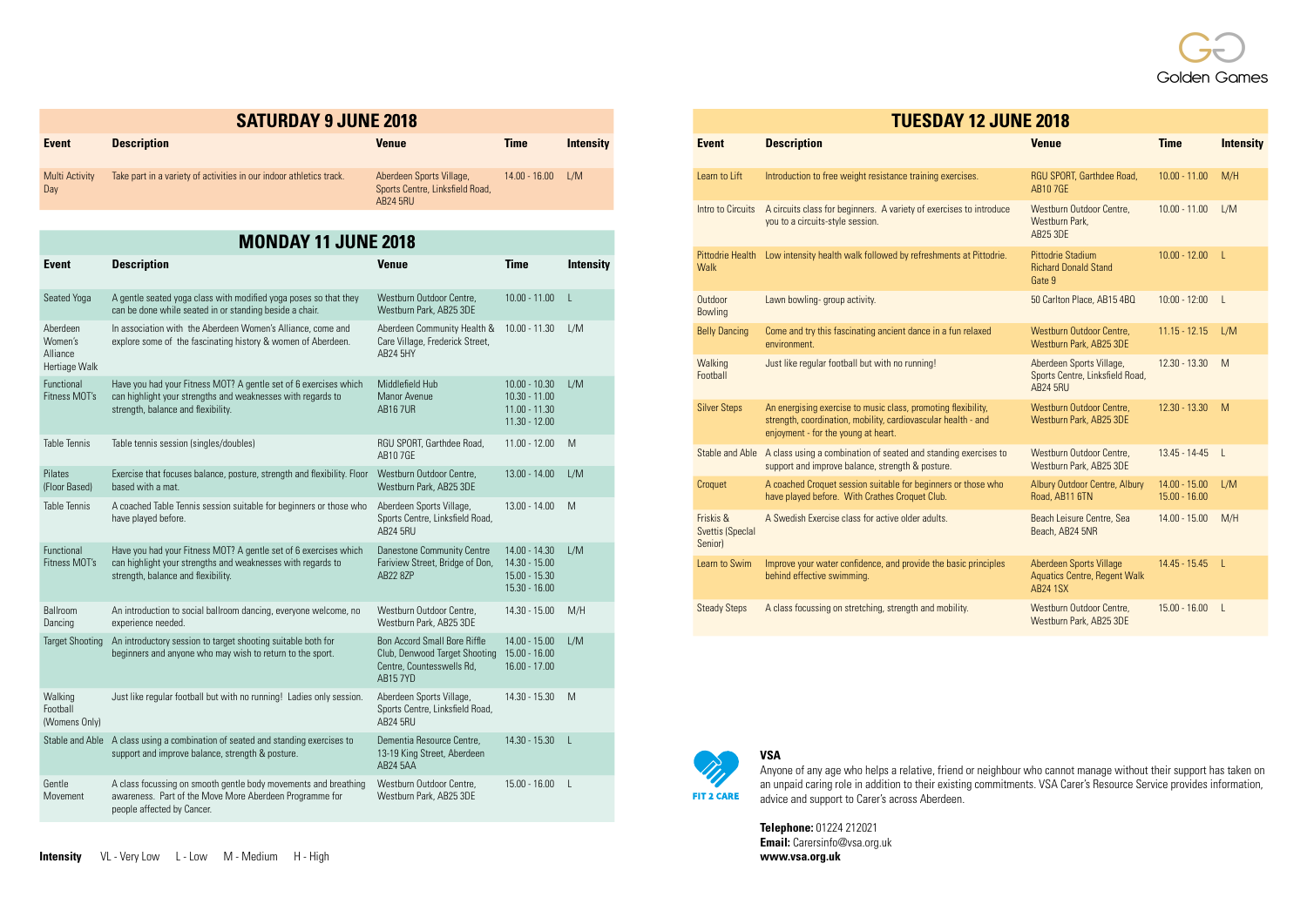Golden Games

## SATURDAY 9 JUNE 2018

| Event | Description | Venue | Time | Intensity |
|---|---|---|---|---|
| Multi Activity Day | Take part in a variety of activities in our indoor athletics track. | Aberdeen Sports Village, Sports Centre, Linksfield Road, AB24 5RU | 14.00 - 16.00 | L/M |

## MONDAY 11 JUNE 2018

| Event | Description | Venue | Time | Intensity |
|---|---|---|---|---|
| Seated Yoga | A gentle seated yoga class with modified yoga poses so that they can be done while seated in or standing beside a chair. | Westburn Outdoor Centre, Westburn Park, AB25 3DE | 10.00 - 11.00 | L |
| Aberdeen Women's Alliance Hertiage Walk | In association with the Aberdeen Women's Alliance, come and explore some of the fascinating history & women of Aberdeen. | Aberdeen Community Health & Care Village, Frederick Street, AB24 5HY | 10.00 - 11.30 | L/M |
| Functional Fitness MOT's | Have you had your Fitness MOT? A gentle set of 6 exercises which can highlight your strengths and weaknesses with regards to strength, balance and flexibility. | Middlefield Hub Manor Avenue AB16 7UR | 10.00 - 10.30<br>10.30 - 11.00<br>11.00 - 11.30<br>11.30 - 12.00 | L/M |
| Table Tennis | Table tennis session (singles/doubles) | RGU SPORT, Garthdee Road, AB10 7GE | 11.00 - 12.00 | M |
| Pilates (Floor Based) | Exercise that focuses balance, posture, strength and flexibility. Floor based with a mat. | Westburn Outdoor Centre, Westburn Park, AB25 3DE | 13.00 - 14.00 | L/M |
| Table Tennis | A coached Table Tennis session suitable for beginners or those who have played before. | Aberdeen Sports Village, Sports Centre, Linksfield Road, AB24 5RU | 13.00 - 14.00 | M |
| Functional Fitness MOT's | Have you had your Fitness MOT? A gentle set of 6 exercises which can highlight your strengths and weaknesses with regards to strength, balance and flexibility. | Danestone Community Centre Fariview Street, Bridge of Don, AB22 8ZP | 14.00 - 14.30<br>14.30 - 15.00<br>15.00 - 15.30<br>15.30 - 16.00 | L/M |
| Ballroom Dancing | An introduction to social ballroom dancing, everyone welcome, no experience needed. | Westburn Outdoor Centre, Westburn Park, AB25 3DE | 14.30 - 15.00 | M/H |
| Target Shooting | An introductory session to target shooting suitable both for beginners and anyone who may wish to return to the sport. | Bon Accord Small Bore Riffle Club, Denwood Target Shooting Centre, Countesswells Rd, AB15 7YD | 14.00 - 15.00<br>15.00 - 16.00<br>16.00 - 17.00 | L/M |
| Walking Football (Womens Only) | Just like regular football but with no running! Ladies only session. | Aberdeen Sports Village, Sports Centre, Linksfield Road, AB24 5RU | 14.30 - 15.30 | M |
| Stable and Able | A class using a combination of seated and standing exercises to support and improve balance, strength & posture. | Dementia Resource Centre, 13-19 King Street, Aberdeen AB24 5AA | 14.30 - 15.30 | L |
| Gentle Movement | A class focussing on smooth gentle body movements and breathing awareness. Part of the Move More Aberdeen Programme for people affected by Cancer. | Westburn Outdoor Centre, Westburn Park, AB25 3DE | 15.00 - 16.00 | L |

**Intensity** VL - Very Low L - Low M - Medium H - High

## TUESDAY 12 JUNE 2018

| Event | Description | Venue | Time | Intensity |
|---|---|---|---|---|
| Learn to Lift | Introduction to free weight resistance training exercises. | RGU SPORT, Garthdee Road, AB10 7GE | 10.00 - 11.00 | M/H |
| Intro to Circuits | A circuits class for beginners. A variety of exercises to introduce you to a circuits-style session. | Westburn Outdoor Centre, Westburn Park, AB25 3DE | 10.00 - 11.00 | L/M |
| Pittodrie Health Walk | Low intensity health walk followed by refreshments at Pittodrie. | Pittodrie Stadium Richard Donald Stand Gate 9 | 10.00 - 12.00 | L |
| Outdoor Bowling | Lawn bowling- group activity. | 50 Carlton Place, AB15 4BQ | 10:00 - 12:00 | L |
| Belly Dancing | Come and try this fascinating ancient dance in a fun relaxed environment. | Westburn Outdoor Centre, Westburn Park, AB25 3DE | 11.15 - 12.15 | L/M |
| Walking Football | Just like regular football but with no running! | Aberdeen Sports Village, Sports Centre, Linksfield Road, AB24 5RU | 12.30 - 13.30 | M |
| Silver Steps | An energising exercise to music class, promoting flexibility, strength, coordination, mobility, cardiovascular health - and enjoyment - for the young at heart. | Westburn Outdoor Centre, Westburn Park, AB25 3DE | 12.30 - 13.30 | M |
| Stable and Able | A class using a combination of seated and standing exercises to support and improve balance, strength & posture. | Westburn Outdoor Centre, Westburn Park, AB25 3DE | 13.45 - 14-45 | L |
| Croquet | A coached Croquet session suitable for beginners or those who have played before. With Crathes Croquet Club. | Albury Outdoor Centre, Albury Road, AB11 6TN | 14.00 - 15.00<br>15.00 - 16.00 | L/M |
| Friskis & Svettis (Special Senior) | A Swedish Exercise class for active older adults. | Beach Leisure Centre, Sea Beach, AB24 5NR | 14.00 - 15.00 | M/H |
| Learn to Swim | Improve your water confidence, and provide the basic principles behind effective swimming. | Aberdeen Sports Village Aquatics Centre, Regent Walk AB24 1SX | 14.45 - 15.45 | L |
| Steady Steps | A class focussing on stretching, strength and mobility. | Westburn Outdoor Centre, Westburn Park, AB25 3DE | 15.00 - 16.00 | L |

FIT 2 CARE

**VSA**

Anyone of any age who helps a relative, friend or neighbour who cannot manage without their support has taken on an unpaid caring role in addition to their existing commitments. VSA Carer's Resource Service provides information, advice and support to Carer's across Aberdeen.

**Telephone:** 01224 212021
**Email:** Carersinfo@vsa.org.uk
**www.vsa.org.uk**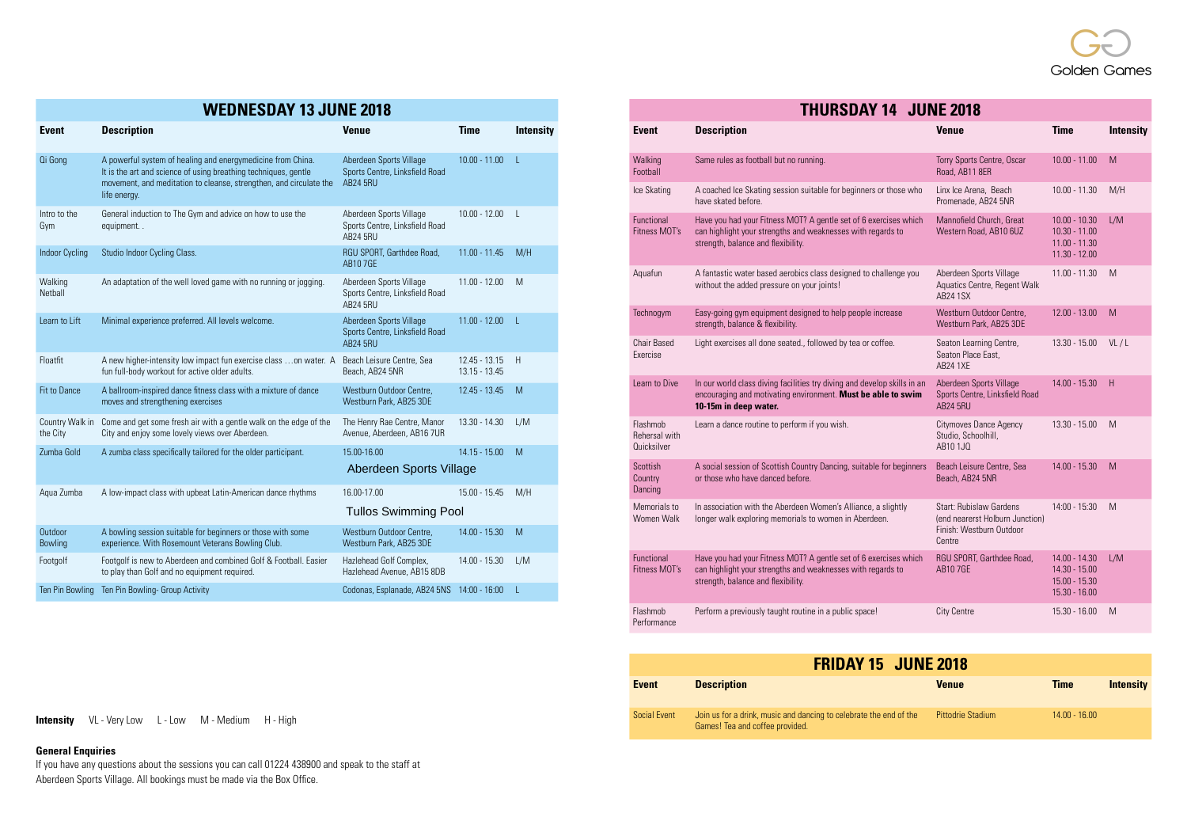Golden Games

## WEDNESDAY 13 JUNE 2018

| Event | Description | Venue | Time | Intensity |
|---|---|---|---|---|
| Qi Gong | A powerful system of healing and energymedicine from China. It is the art and science of using breathing techniques, gentle movement, and meditation to cleanse, strengthen, and circulate the life energy. | Aberdeen Sports Village Sports Centre, Linksfield Road AB24 5RU | 10.00 - 11.00 | L |
| Intro to the Gym | General induction to The Gym and advice on how to use the equipment. . | Aberdeen Sports Village Sports Centre, Linksfield Road AB24 5RU | 10.00 - 12.00 | L |
| Indoor Cycling | Studio Indoor Cycling Class. | RGU SPORT, Garthdee Road, AB10 7GE | 11.00 - 11.45 | M/H |
| Walking Netball | An adaptation of the well loved game with no running or jogging. | Aberdeen Sports Village Sports Centre, Linksfield Road AB24 5RU | 11.00 - 12.00 | M |
| Learn to Lift | Minimal experience preferred. All levels welcome. | Aberdeen Sports Village Sports Centre, Linksfield Road AB24 5RU | 11.00 - 12.00 | L |
| Floatfit | A new higher-intensity low impact fun exercise class …on water. A fun full-body workout for active older adults. | Beach Leisure Centre, Sea Beach, AB24 5NR | 12.45 - 13.15<br>13.15 - 13.45 | H |
| Fit to Dance | A ballroom-inspired dance fitness class with a mixture of dance moves and strengthening exercises | Westburn Outdoor Centre, Westburn Park, AB25 3DE | 12.45 - 13.45 | M |
| Country Walk in the City | Come and get some fresh air with a gentle walk on the edge of the City and enjoy some lovely views over Aberdeen. | The Henry Rae Centre, Manor Avenue, Aberdeen, AB16 7UR | 13.30 - 14.30 | L/M |
| Zumba Gold | A zumba class specifically tailored for the older participant. | 15.00-16.00 Aberdeen Sports Village | 14.15 - 15.00 | M |
| Aqua Zumba | A low-impact class with upbeat Latin-American dance rhythms | 16.00-17.00 Tullos Swimming Pool | 15.00 - 15.45 | M/H |
| Outdoor Bowling | A bowling session suitable for beginners or those with some experience. With Rosemount Veterans Bowling Club. | Westburn Outdoor Centre, Westburn Park, AB25 3DE | 14.00 - 15.30 | M |
| Footgolf | Footgolf is new to Aberdeen and combined Golf & Football. Easier to play than Golf and no equipment required. | Hazlehead Golf Complex, Hazlehead Avenue, AB15 8DB | 14.00 - 15.30 | L/M |
| Ten Pin Bowling | Ten Pin Bowling- Group Activity | Codonas, Esplanade, AB24 5NS | 14:00 - 16:00 | L |

## THURSDAY 14 JUNE 2018

| Event | Description | Venue | Time | Intensity |
|---|---|---|---|---|
| Walking Football | Same rules as football but no running. | Torry Sports Centre, Oscar Road, AB11 8ER | 10.00 - 11.00 | M |
| Ice Skating | A coached Ice Skating session suitable for beginners or those who have skated before. | Linx Ice Arena, Beach Promenade, AB24 5NR | 10.00 - 11.30 | M/H |
| Functional Fitness MOT's | Have you had your Fitness MOT? A gentle set of 6 exercises which can highlight your strengths and weaknesses with regards to strength, balance and flexibility. | Mannofield Church, Great Western Road, AB10 6UZ | 10.00 - 10.30<br>10.30 - 11.00<br>11.00 - 11.30<br>11.30 - 12.00 | L/M |
| Aquafun | A fantastic water based aerobics class designed to challenge you without the added pressure on your joints! | Aberdeen Sports Village Aquatics Centre, Regent Walk AB24 1SX | 11.00 - 11.30 | M |
| Technogym | Easy-going gym equipment designed to help people increase strength, balance & flexibility. | Westburn Outdoor Centre, Westburn Park, AB25 3DE | 12.00 - 13.00 | M |
| Chair Based Exercise | Light exercises all done seated., followed by tea or coffee. | Seaton Learning Centre, Seaton Place East, AB24 1XE | 13.30 - 15.00 | VL / L |
| Learn to Dive | In our world class diving facilities try diving and develop skills in an encouraging and motivating environment. **Must be able to swim 10-15m in deep water.** | Aberdeen Sports Village Sports Centre, Linksfield Road AB24 5RU | 14.00 - 15.30 | H |
| Flashmob Rehersal with Quicksilver | Learn a dance routine to perform if you wish. | Citymoves Dance Agency Studio, Schoolhill, AB10 1JQ | 13.30 - 15.00 | M |
| Scottish Country Dancing | A social session of Scottish Country Dancing, suitable for beginners or those who have danced before. | Beach Leisure Centre, Sea Beach, AB24 5NR | 14.00 - 15.30 | M |
| Memorials to Women Walk | In association with the Aberdeen Women's Alliance, a slightly longer walk exploring memorials to women in Aberdeen. | Start: Rubislaw Gardens (end nearerst Holburn Junction) Finish: Westburn Outdoor Centre | 14:00 - 15:30 | M |
| Functional Fitness MOT's | Have you had your Fitness MOT? A gentle set of 6 exercises which can highlight your strengths and weaknesses with regards to strength, balance and flexibility. | RGU SPORT, Garthdee Road, AB10 7GE | 14.00 - 14.30<br>14.30 - 15.00<br>15.00 - 15.30<br>15.30 - 16.00 | L/M |
| Flashmob Performance | Perform a previously taught routine in a public space! | City Centre | 15.30 - 16.00 | M |

## FRIDAY 15 JUNE 2018

| Event | Description | Venue | Time | Intensity |
|---|---|---|---|---|
| Social Event | Join us for a drink, music and dancing to celebrate the end of the Games! Tea and coffee provided. | Pittodrie Stadium | 14.00 - 16.00 | |

**Intensity** VL - Very Low L - Low M - Medium H - High

**General Enquiries**

If you have any questions about the sessions you can call 01224 438900 and speak to the staff at Aberdeen Sports Village. All bookings must be made via the Box Office.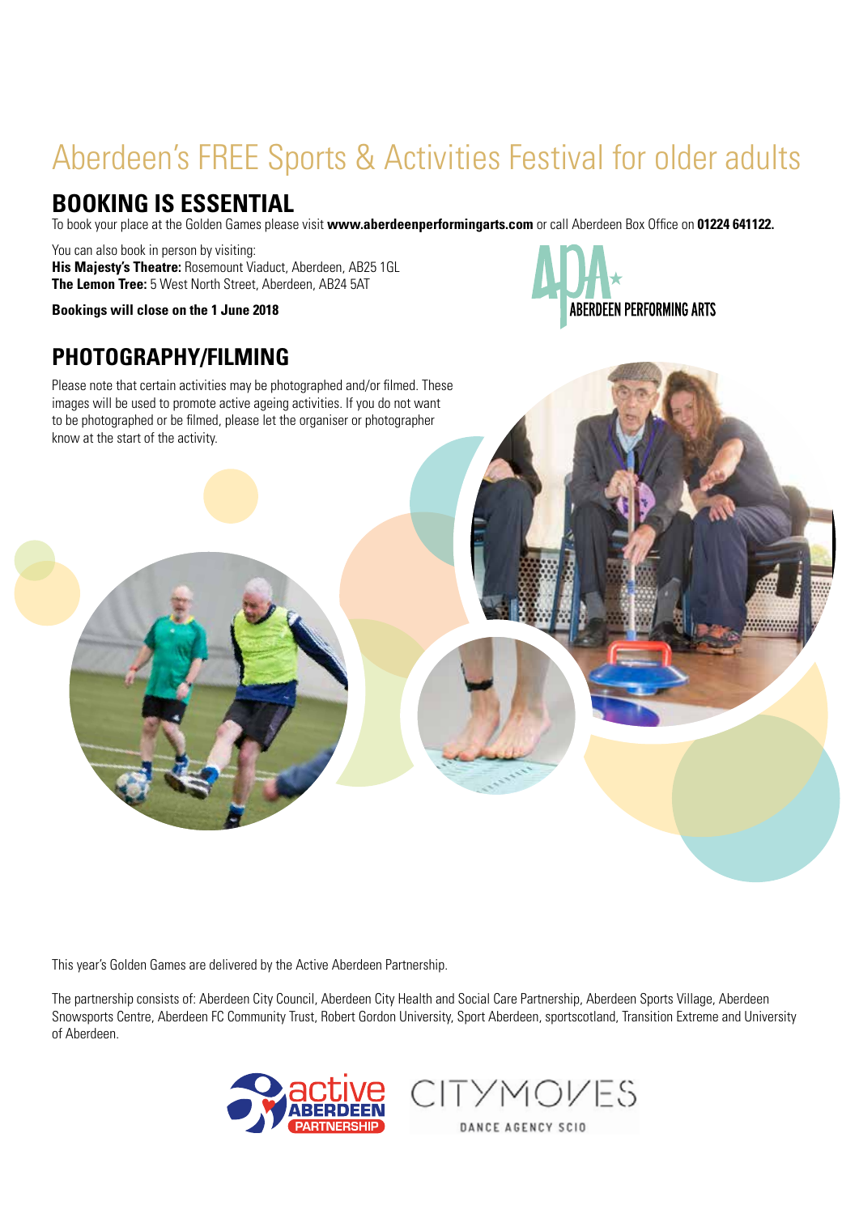# Aberdeen's FREE Sports & Activities Festival for older adults

## BOOKING IS ESSENTIAL

To book your place at the Golden Games please visit **www.aberdeenperformingarts.com** or call Aberdeen Box Office on **01224 641122.**

You can also book in person by visiting:
**His Majesty's Theatre:** Rosemount Viaduct, Aberdeen, AB25 1GL
**The Lemon Tree:** 5 West North Street, Aberdeen, AB24 5AT

**Bookings will close on the 1 June 2018**

ABERDEEN PERFORMING ARTS

## PHOTOGRAPHY/FILMING

Please note that certain activities may be photographed and/or filmed. These images will be used to promote active ageing activities. If you do not want to be photographed or be filmed, please let the organiser or photographer know at the start of the activity.

This year's Golden Games are delivered by the Active Aberdeen Partnership.

The partnership consists of: Aberdeen City Council, Aberdeen City Health and Social Care Partnership, Aberdeen Sports Village, Aberdeen Snowsports Centre, Aberdeen FC Community Trust, Robert Gordon University, Sport Aberdeen, sportscotland, Transition Extreme and University of Aberdeen.

active ABERDEEN PARTNERSHIP

CITYMOVES DANCE AGENCY SCIO